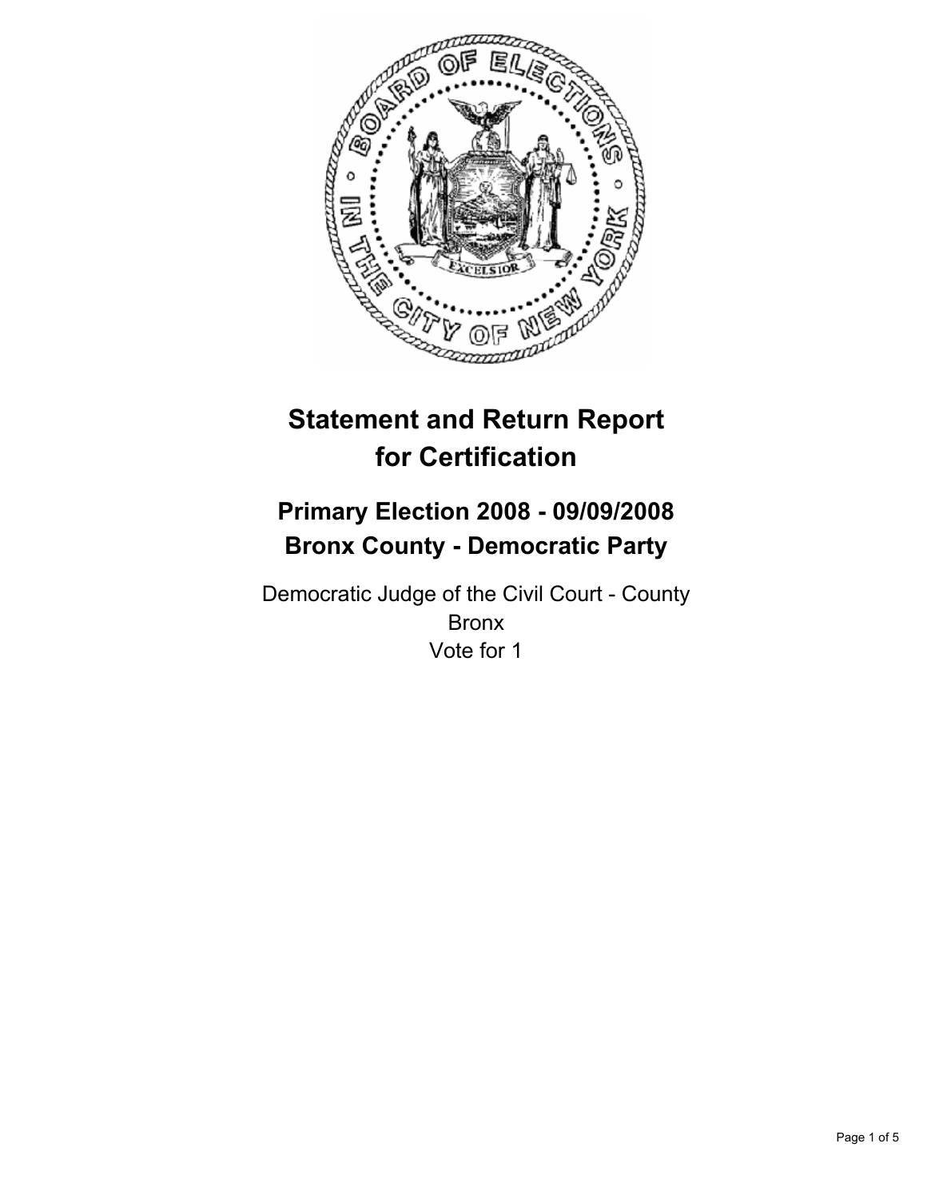# Statement and Return Report for Certification

## Primary Election 2008 - 09/09/2008
## Bronx County - Democratic Party

Democratic Judge of the Civil Court - County
Bronx
Vote for 1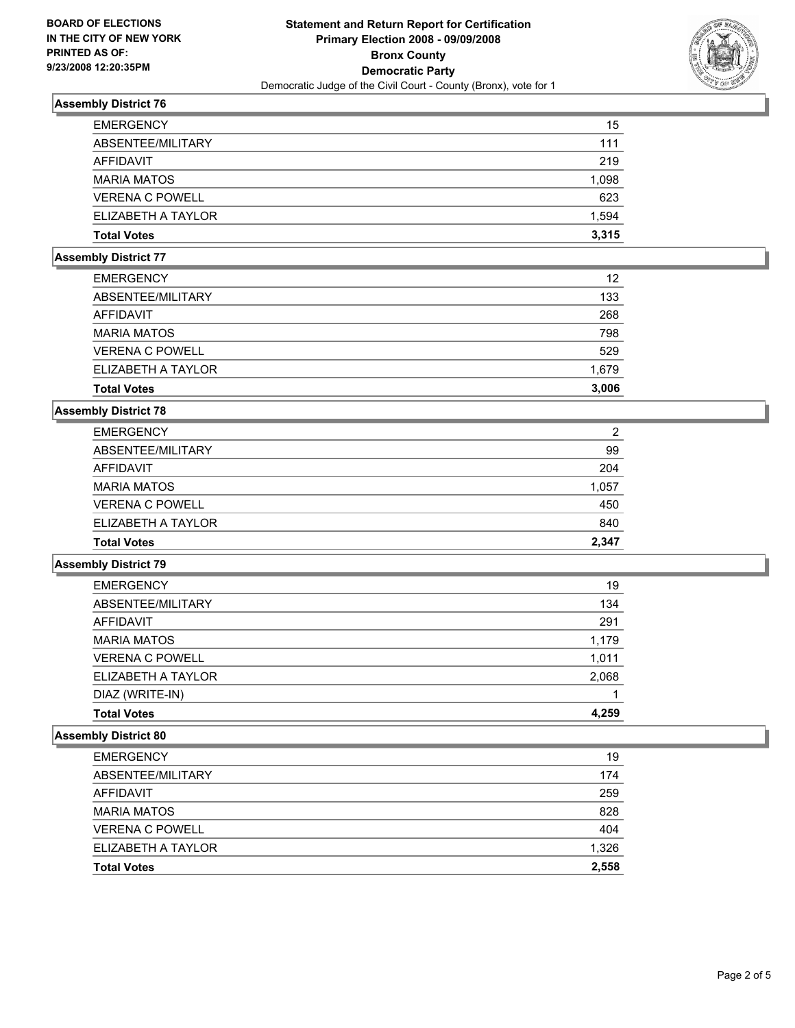**BOARD OF ELECTIONS**
**IN THE CITY OF NEW YORK**
**PRINTED AS OF:**
**9/23/2008 12:20:35PM**

**Statement and Return Report for Certification**
**Primary Election 2008 - 09/09/2008**
**Bronx County**
**Democratic Party**
Democratic Judge of the Civil Court - County (Bronx), vote for 1

### Assembly District 76

| | |
|---|---|
| EMERGENCY | 15 |
| ABSENTEE/MILITARY | 111 |
| AFFIDAVIT | 219 |
| MARIA MATOS | 1,098 |
| VERENA C POWELL | 623 |
| ELIZABETH A TAYLOR | 1,594 |
| **Total Votes** | **3,315** |

### Assembly District 77

| | |
|---|---|
| EMERGENCY | 12 |
| ABSENTEE/MILITARY | 133 |
| AFFIDAVIT | 268 |
| MARIA MATOS | 798 |
| VERENA C POWELL | 529 |
| ELIZABETH A TAYLOR | 1,679 |
| **Total Votes** | **3,006** |

### Assembly District 78

| | |
|---|---|
| EMERGENCY | 2 |
| ABSENTEE/MILITARY | 99 |
| AFFIDAVIT | 204 |
| MARIA MATOS | 1,057 |
| VERENA C POWELL | 450 |
| ELIZABETH A TAYLOR | 840 |
| **Total Votes** | **2,347** |

### Assembly District 79

| | |
|---|---|
| EMERGENCY | 19 |
| ABSENTEE/MILITARY | 134 |
| AFFIDAVIT | 291 |
| MARIA MATOS | 1,179 |
| VERENA C POWELL | 1,011 |
| ELIZABETH A TAYLOR | 2,068 |
| DIAZ (WRITE-IN) | 1 |
| **Total Votes** | **4,259** |

### Assembly District 80

| | |
|---|---|
| EMERGENCY | 19 |
| ABSENTEE/MILITARY | 174 |
| AFFIDAVIT | 259 |
| MARIA MATOS | 828 |
| VERENA C POWELL | 404 |
| ELIZABETH A TAYLOR | 1,326 |
| **Total Votes** | **2,558** |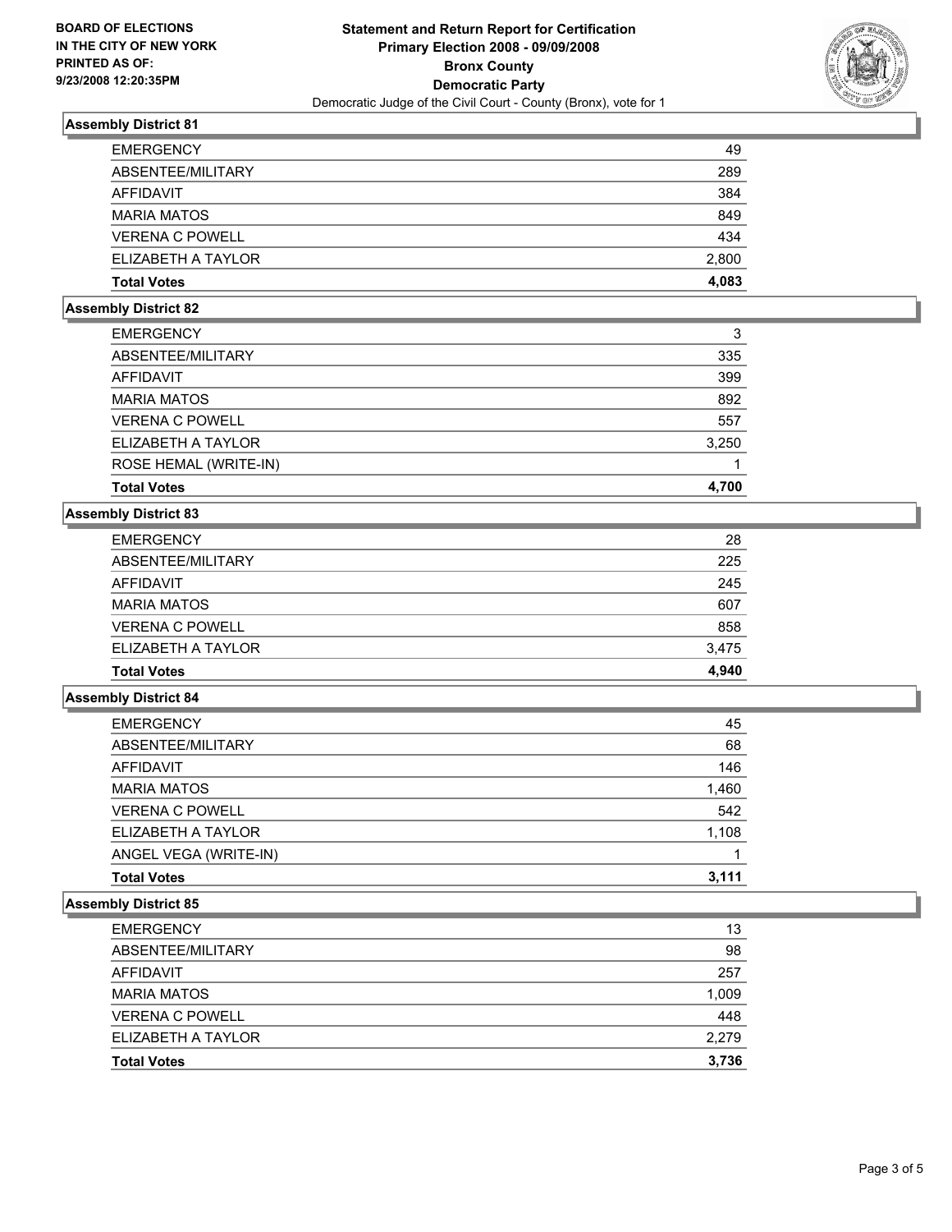**BOARD OF ELECTIONS**
**IN THE CITY OF NEW YORK**
**PRINTED AS OF:**
**9/23/2008 12:20:35PM**

# Statement and Return Report for Certification
## Primary Election 2008 - 09/09/2008
## Bronx County
## Democratic Party
Democratic Judge of the Civil Court - County (Bronx), vote for 1

### Assembly District 81

| | |
|---|---|
| EMERGENCY | 49 |
| ABSENTEE/MILITARY | 289 |
| AFFIDAVIT | 384 |
| MARIA MATOS | 849 |
| VERENA C POWELL | 434 |
| ELIZABETH A TAYLOR | 2,800 |
| **Total Votes** | **4,083** |

### Assembly District 82

| | |
|---|---|
| EMERGENCY | 3 |
| ABSENTEE/MILITARY | 335 |
| AFFIDAVIT | 399 |
| MARIA MATOS | 892 |
| VERENA C POWELL | 557 |
| ELIZABETH A TAYLOR | 3,250 |
| ROSE HEMAL (WRITE-IN) | 1 |
| **Total Votes** | **4,700** |

### Assembly District 83

| | |
|---|---|
| EMERGENCY | 28 |
| ABSENTEE/MILITARY | 225 |
| AFFIDAVIT | 245 |
| MARIA MATOS | 607 |
| VERENA C POWELL | 858 |
| ELIZABETH A TAYLOR | 3,475 |
| **Total Votes** | **4,940** |

### Assembly District 84

| | |
|---|---|
| EMERGENCY | 45 |
| ABSENTEE/MILITARY | 68 |
| AFFIDAVIT | 146 |
| MARIA MATOS | 1,460 |
| VERENA C POWELL | 542 |
| ELIZABETH A TAYLOR | 1,108 |
| ANGEL VEGA (WRITE-IN) | 1 |
| **Total Votes** | **3,111** |

### Assembly District 85

| | |
|---|---|
| EMERGENCY | 13 |
| ABSENTEE/MILITARY | 98 |
| AFFIDAVIT | 257 |
| MARIA MATOS | 1,009 |
| VERENA C POWELL | 448 |
| ELIZABETH A TAYLOR | 2,279 |
| **Total Votes** | **3,736** |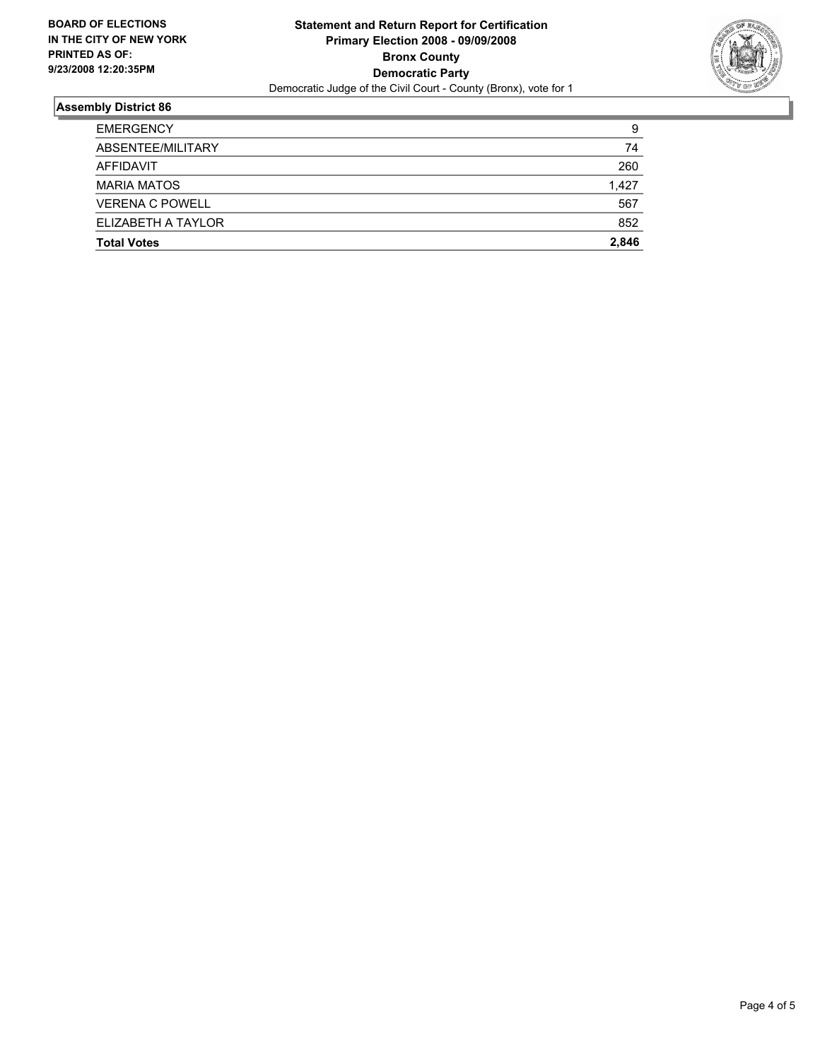**BOARD OF ELECTIONS IN THE CITY OF NEW YORK PRINTED AS OF: 9/23/2008 12:20:35PM**

**Statement and Return Report for Certification**
**Primary Election 2008 - 09/09/2008**
**Bronx County**
**Democratic Party**
Democratic Judge of the Civil Court - County (Bronx), vote for 1

## Assembly District 86

| | |
|---|---|
| EMERGENCY | 9 |
| ABSENTEE/MILITARY | 74 |
| AFFIDAVIT | 260 |
| MARIA MATOS | 1,427 |
| VERENA C POWELL | 567 |
| ELIZABETH A TAYLOR | 852 |
| **Total Votes** | **2,846** |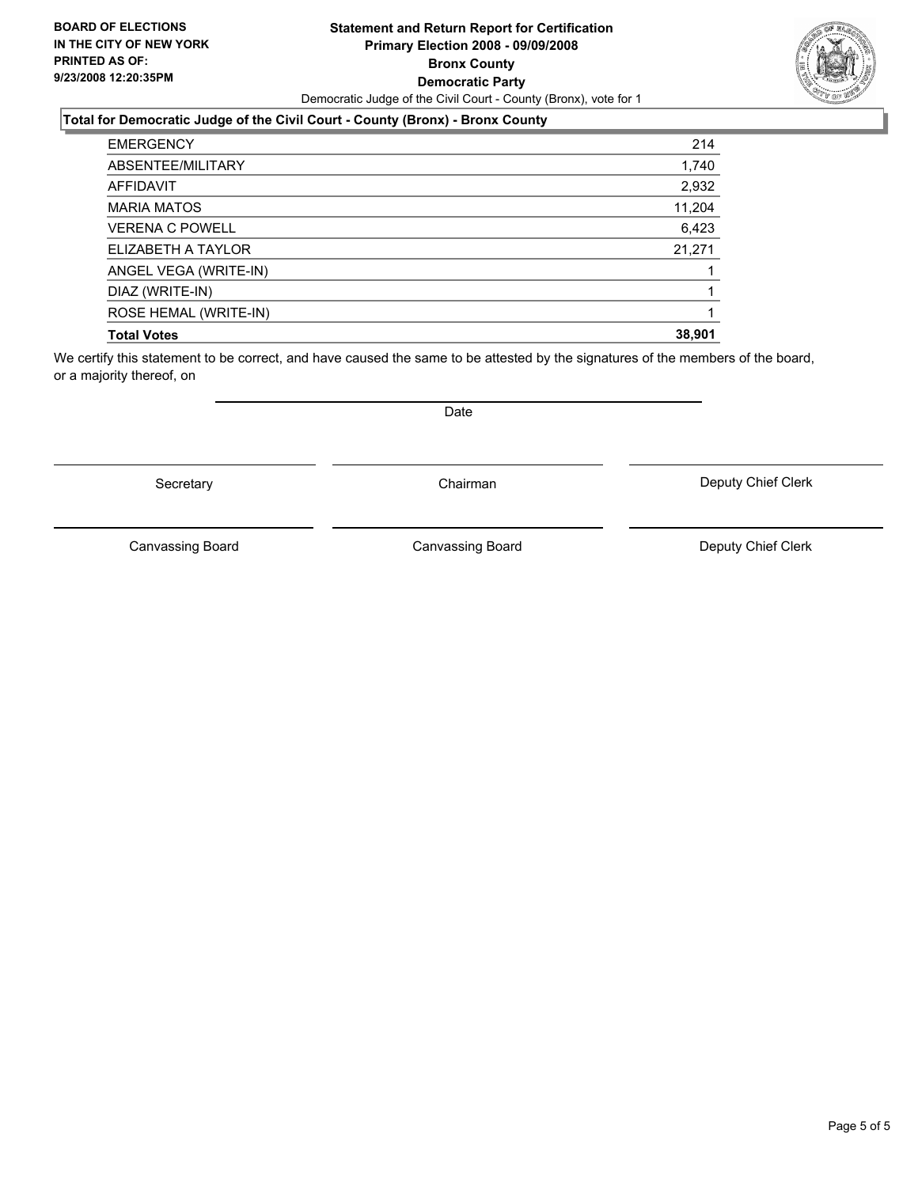**BOARD OF ELECTIONS IN THE CITY OF NEW YORK PRINTED AS OF: 9/23/2008 12:20:35PM**

**Statement and Return Report for Certification**
**Primary Election 2008 - 09/09/2008**
**Bronx County**
**Democratic Party**
Democratic Judge of the Civil Court - County (Bronx), vote for 1

**Total for Democratic Judge of the Civil Court - County (Bronx) - Bronx County**

| | |
|---|---|
| EMERGENCY | 214 |
| ABSENTEE/MILITARY | 1,740 |
| AFFIDAVIT | 2,932 |
| MARIA MATOS | 11,204 |
| VERENA C POWELL | 6,423 |
| ELIZABETH A TAYLOR | 21,271 |
| ANGEL VEGA (WRITE-IN) | 1 |
| DIAZ (WRITE-IN) | 1 |
| ROSE HEMAL (WRITE-IN) | 1 |
| **Total Votes** | **38,901** |

We certify this statement to be correct, and have caused the same to be attested by the signatures of the members of the board, or a majority thereof, on

Date

Secretary | Chairman | Deputy Chief Clerk

Canvassing Board | Canvassing Board | Deputy Chief Clerk